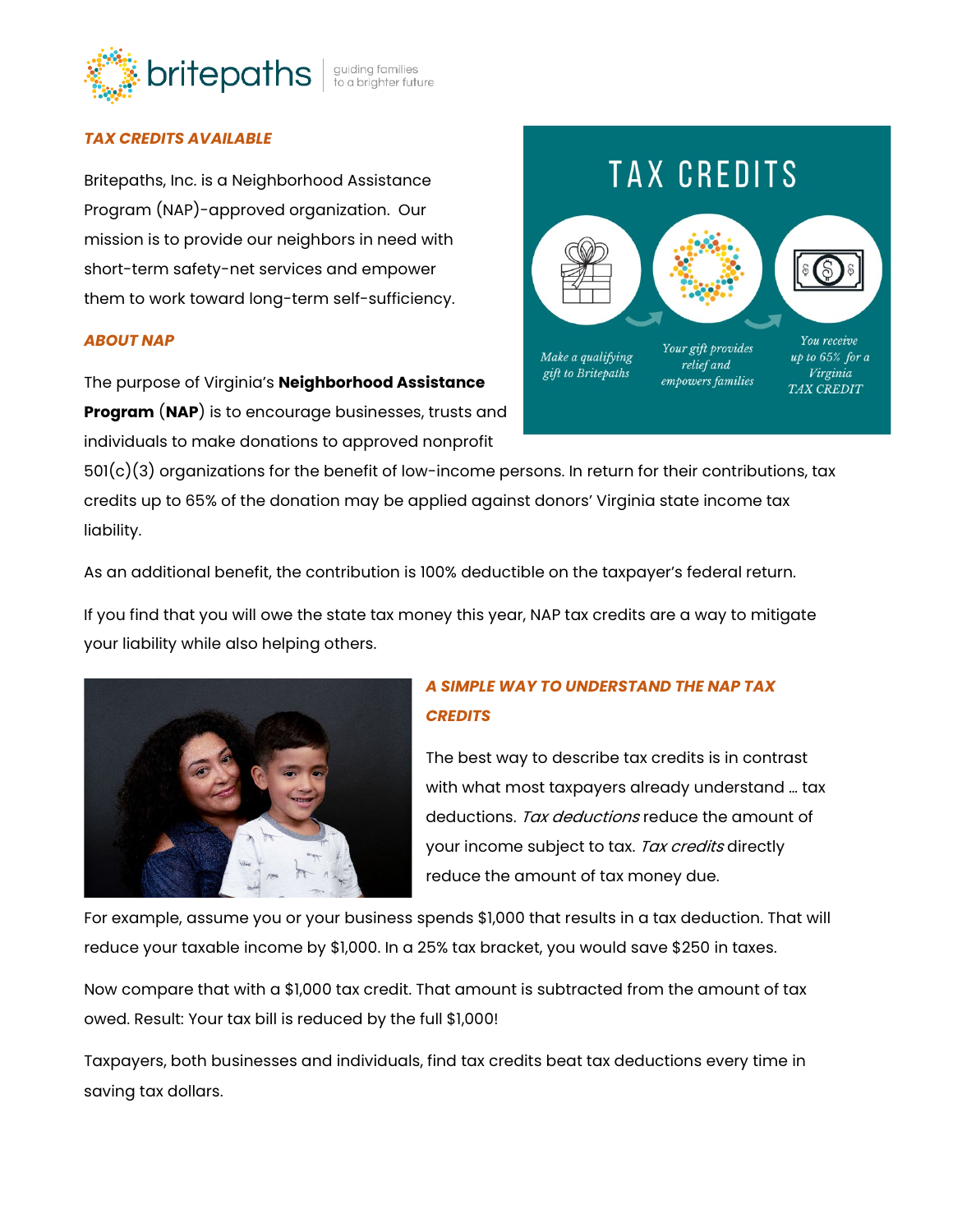## TAX CREDITS AVAILABLE

Britepaths, Inc. is a Neighborhood Assistance Program (NAP)-approved organization. Our mission is to provide our neighbors in need with short-term safety-net services and empower them to work toward long-term self-sufficiency.

## TAX CREDITS

*Make a qualifying gift to Britepaths*

*Your gift provides relief and empowers families*

*You receive up to 65% for a Virginia TAX CREDIT*

## ABOUT NAP

The purpose of Virginia's **Neighborhood Assistance Program** (**NAP**) is to encourage businesses, trusts and individuals to make donations to approved nonprofit 501(c)(3) organizations for the benefit of low-income persons. In return for their contributions, tax credits up to 65% of the donation may be applied against donors' Virginia state income tax liability.

As an additional benefit, the contribution is 100% deductible on the taxpayer's federal return.

If you find that you will owe the state tax money this year, NAP tax credits are a way to mitigate your liability while also helping others.

## A SIMPLE WAY TO UNDERSTAND THE NAP TAX CREDITS

The best way to describe tax credits is in contrast with what most taxpayers already understand … tax deductions. *Tax deductions* reduce the amount of your income subject to tax. *Tax credits* directly reduce the amount of tax money due.

For example, assume you or your business spends $1,000 that results in a tax deduction. That will reduce your taxable income by $1,000. In a 25% tax bracket, you would save $250 in taxes.

Now compare that with a $1,000 tax credit. That amount is subtracted from the amount of tax owed. Result: Your tax bill is reduced by the full $1,000!

Taxpayers, both businesses and individuals, find tax credits beat tax deductions every time in saving tax dollars.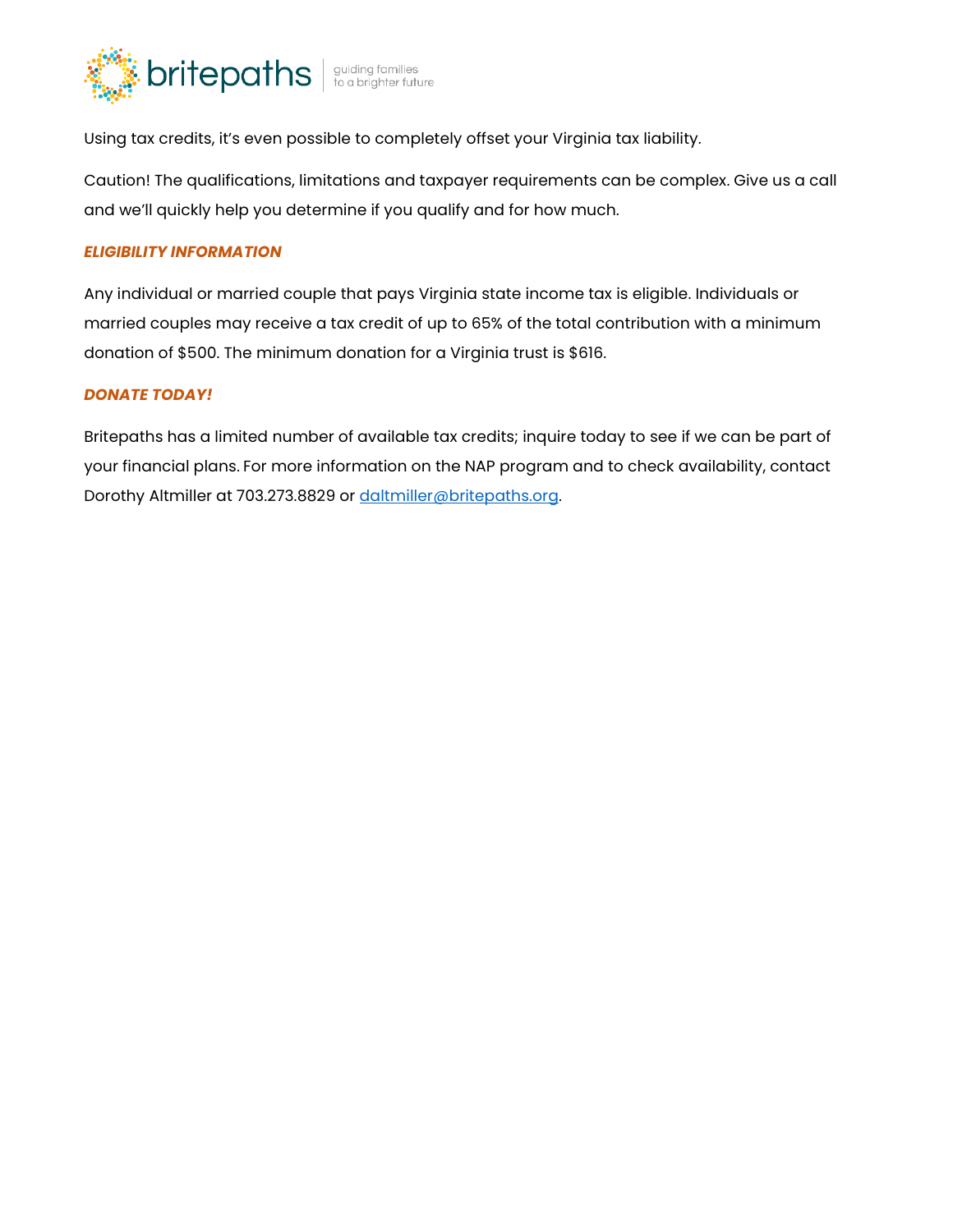Using tax credits, it's even possible to completely offset your Virginia tax liability.

Caution! The qualifications, limitations and taxpayer requirements can be complex. Give us a call and we'll quickly help you determine if you qualify and for how much.

***ELIGIBILITY INFORMATION***

Any individual or married couple that pays Virginia state income tax is eligible. Individuals or married couples may receive a tax credit of up to 65% of the total contribution with a minimum donation of $500. The minimum donation for a Virginia trust is $616.

***DONATE TODAY!***

Britepaths has a limited number of available tax credits; inquire today to see if we can be part of your financial plans. For more information on the NAP program and to check availability, contact Dorothy Altmiller at 703.273.8829 or daltmiller@britepaths.org.